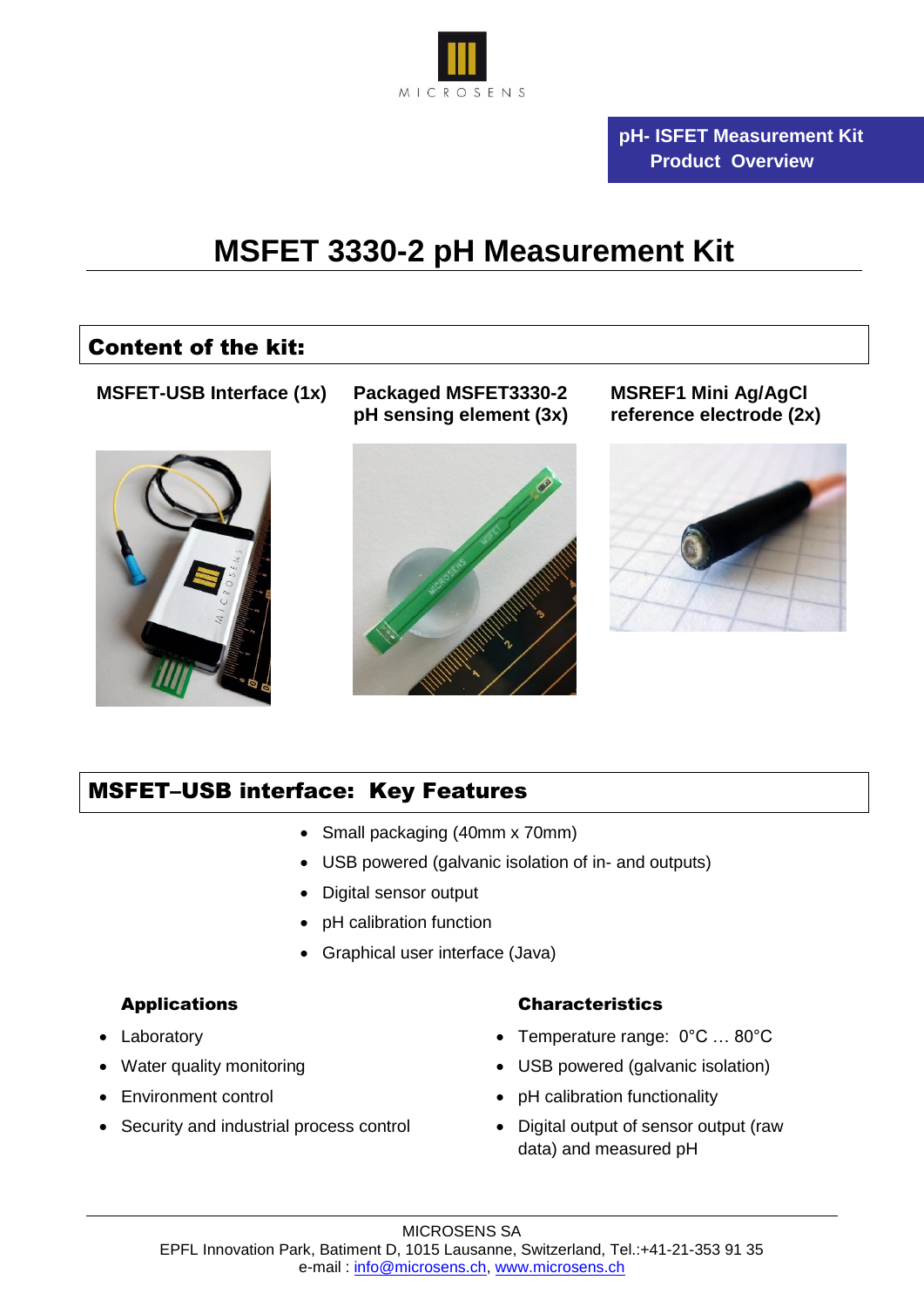MICROSENS

**pH- ISFET Measurement Kit**
**Product Overview**

# MSFET 3330-2 pH Measurement Kit

## Content of the kit:

**MSFET-USB Interface (1x)**

**Packaged MSFET3330-2 pH sensing element (3x)**

**MSREF1 Mini Ag/AgCl reference electrode (2x)**

## MSFET–USB interface: Key Features

- Small packaging (40mm x 70mm)
- USB powered (galvanic isolation of in- and outputs)
- Digital sensor output
- pH calibration function
- Graphical user interface (Java)

### Applications

- Laboratory
- Water quality monitoring
- Environment control
- Security and industrial process control

### Characteristics

- Temperature range: 0°C … 80°C
- USB powered (galvanic isolation)
- pH calibration functionality
- Digital output of sensor output (raw data) and measured pH

MICROSENS SA
EPFL Innovation Park, Batiment D, 1015 Lausanne, Switzerland, Tel.:+41-21-353 91 35
e-mail : info@microsens.ch, www.microsens.ch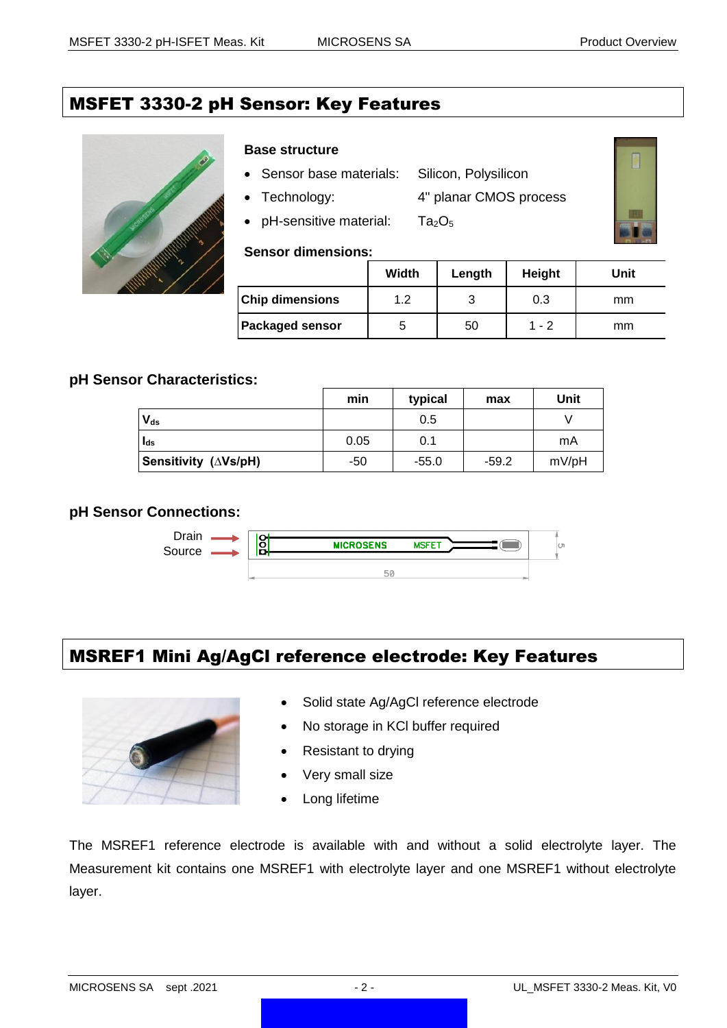## MSFET 3330-2 pH Sensor: Key Features

### Base structure

- Sensor base materials: Silicon, Polysilicon
- Technology: 4" planar CMOS process
- pH-sensitive material: $Ta_2O_5$

### Sensor dimensions:

| | Width | Length | Height | Unit |
|---|---|---|---|---|
| **Chip dimensions** | 1.2 | 3 | 0.3 | mm |
| **Packaged sensor** | 5 | 50 | 1 - 2 | mm |

### pH Sensor Characteristics:

| | min | typical | max | Unit |
|---|---|---|---|---|
| $V_{ds}$ | | 0.5 | | V |
| $I_{ds}$ | 0.05 | 0.1 | | mA |
| **Sensitivity (∆Vs/pH)** | -50 | -55.0 | -59.2 | mV/pH |

### pH Sensor Connections:

Drain
Source
MICROSENS MSFET
50
5

## MSREF1 Mini Ag/AgCl reference electrode: Key Features

- Solid state Ag/AgCl reference electrode
- No storage in KCl buffer required
- Resistant to drying
- Very small size
- Long lifetime

The MSREF1 reference electrode is available with and without a solid electrolyte layer. The Measurement kit contains one MSREF1 with electrolyte layer and one MSREF1 without electrolyte layer.